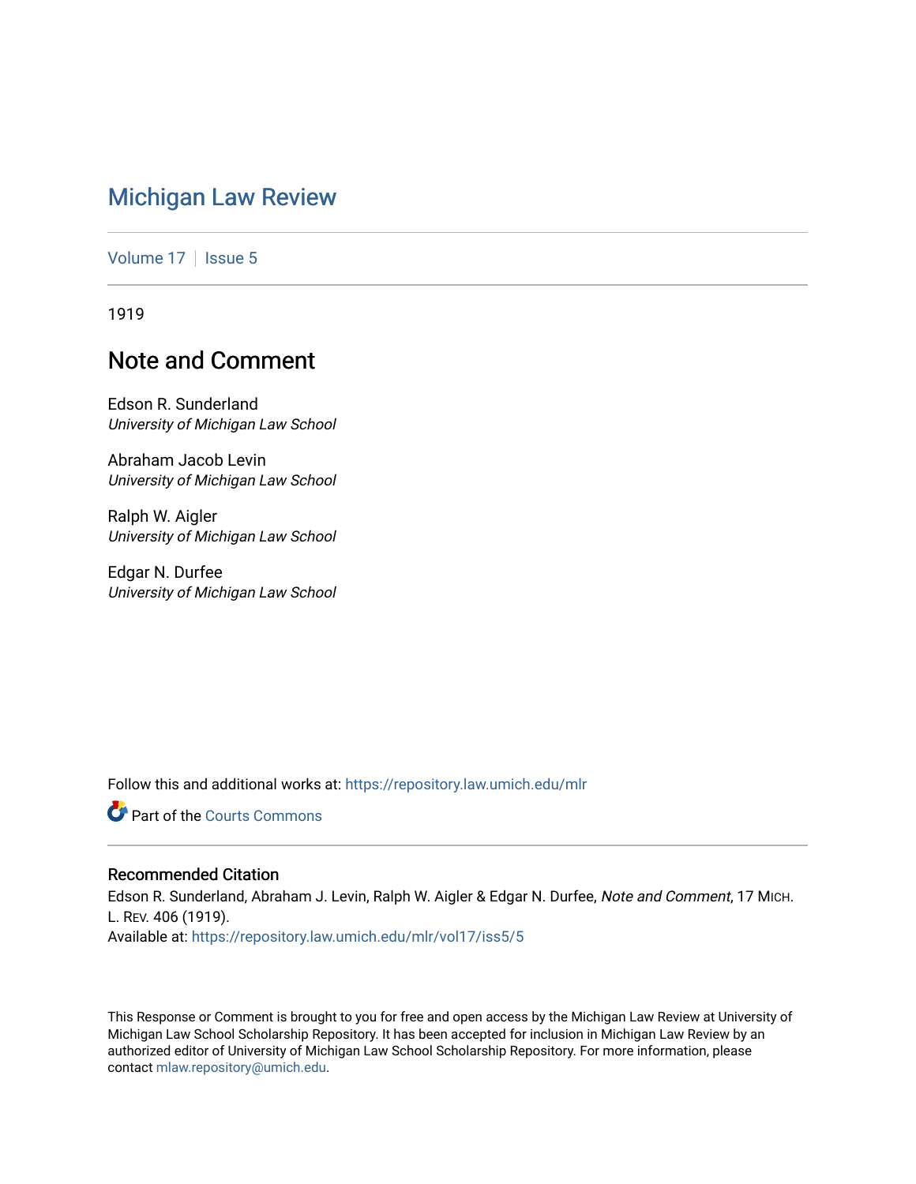# Michigan Law Review

Volume 17 | Issue 5

1919

## Note and Comment

Edson R. Sunderland
*University of Michigan Law School*

Abraham Jacob Levin
*University of Michigan Law School*

Ralph W. Aigler
*University of Michigan Law School*

Edgar N. Durfee
*University of Michigan Law School*

Follow this and additional works at: https://repository.law.umich.edu/mlr

Part of the Courts Commons

### Recommended Citation

Edson R. Sunderland, Abraham J. Levin, Ralph W. Aigler & Edgar N. Durfee, *Note and Comment*, 17 MICH. L. REV. 406 (1919).
Available at: https://repository.law.umich.edu/mlr/vol17/iss5/5

This Response or Comment is brought to you for free and open access by the Michigan Law Review at University of Michigan Law School Scholarship Repository. It has been accepted for inclusion in Michigan Law Review by an authorized editor of University of Michigan Law School Scholarship Repository. For more information, please contact mlaw.repository@umich.edu.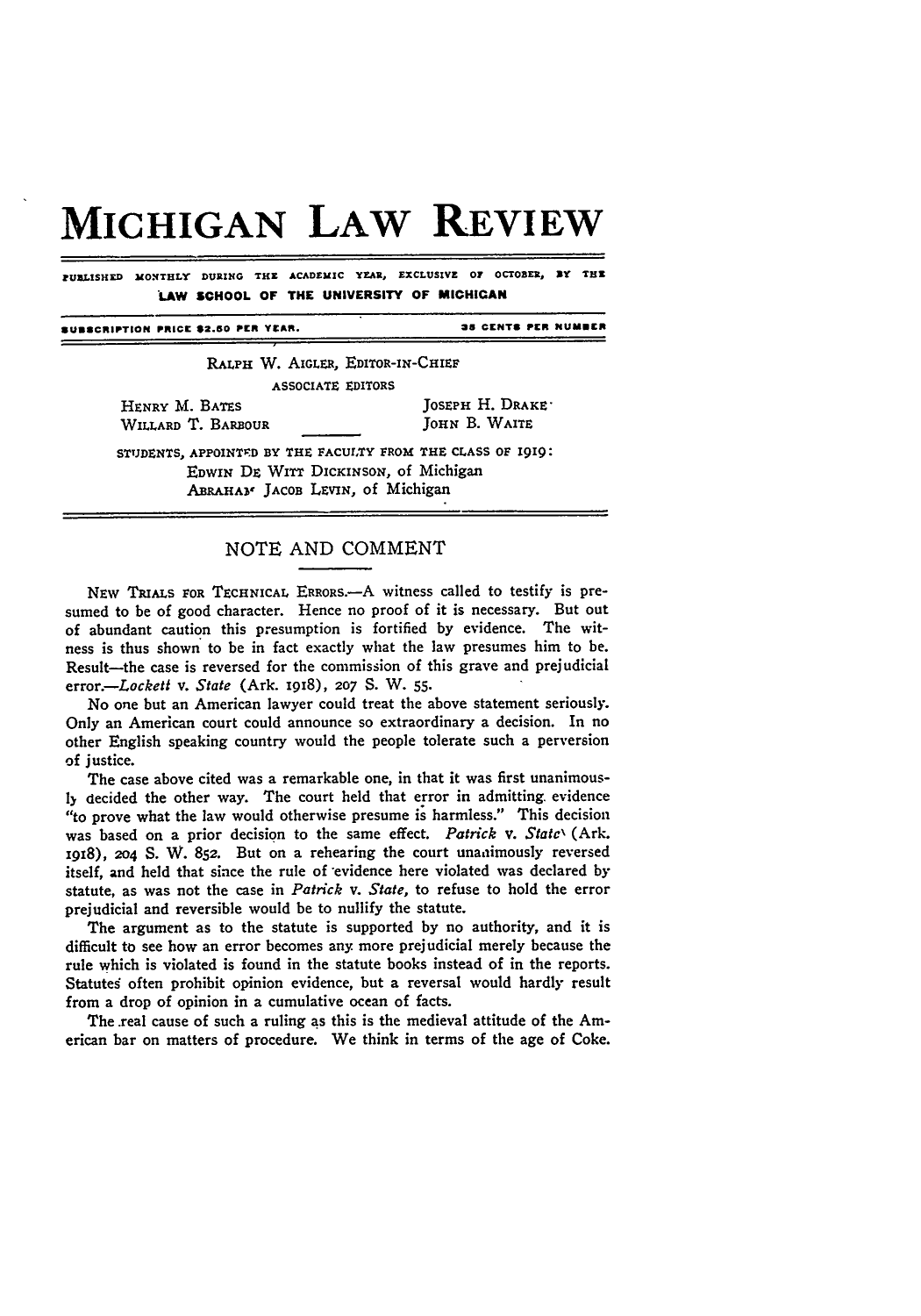// Transcription of the Michigan Law Review masthead and the opening of the "New Trials for Technical Errors" comment.
# MICHIGAN LAW REVIEW

PUBLISHED MONTHLY DURING THE ACADEMIC YEAR, EXCLUSIVE OF OCTOBER, BY THE LAW SCHOOL OF THE UNIVERSITY OF MICHIGAN

SUBSCRIPTION PRICE $2.50 PER YEAR. 35 CENTS PER NUMBER

RALPH W. AIGLER, EDITOR-IN-CHIEF

ASSOCIATE EDITORS

HENRY M. BATES  
WILLARD T. BARBOUR  
JOSEPH H. DRAKE  
JOHN B. WAITE

STUDENTS, APPOINTED BY THE FACULTY FROM THE CLASS OF 1919:  
EDWIN DE WITT DICKINSON, of Michigan  
ABRAHAM JACOB LEVIN, of Michigan

## NOTE AND COMMENT

NEW TRIALS FOR TECHNICAL ERRORS.—A witness called to testify is presumed to be of good character. Hence no proof of it is necessary. But out of abundant caution this presumption is fortified by evidence. The witness is thus shown to be in fact exactly what the law presumes him to be. Result—the case is reversed for the commission of this grave and prejudicial error.—*Lockett* v. *State* (Ark. 1918), 207 S. W. 55.

No one but an American lawyer could treat the above statement seriously. Only an American court could announce so extraordinary a decision. In no other English speaking country would the people tolerate such a perversion of justice.

The case above cited was a remarkable one, in that it was first unanimously decided the other way. The court held that error in admitting evidence "to prove what the law would otherwise presume is harmless." This decision was based on a prior decision to the same effect. *Patrick* v. *State* (Ark. 1918), 204 S. W. 852. But on a rehearing the court unanimously reversed itself, and held that since the rule of evidence here violated was declared by statute, as was not the case in *Patrick* v. *State*, to refuse to hold the error prejudicial and reversible would be to nullify the statute.

The argument as to the statute is supported by no authority, and it is difficult to see how an error becomes any more prejudicial merely because the rule which is violated is found in the statute books instead of in the reports. Statutes often prohibit opinion evidence, but a reversal would hardly result from a drop of opinion in a cumulative ocean of facts.

The real cause of such a ruling as this is the medieval attitude of the American bar on matters of procedure. We think in terms of the age of Coke.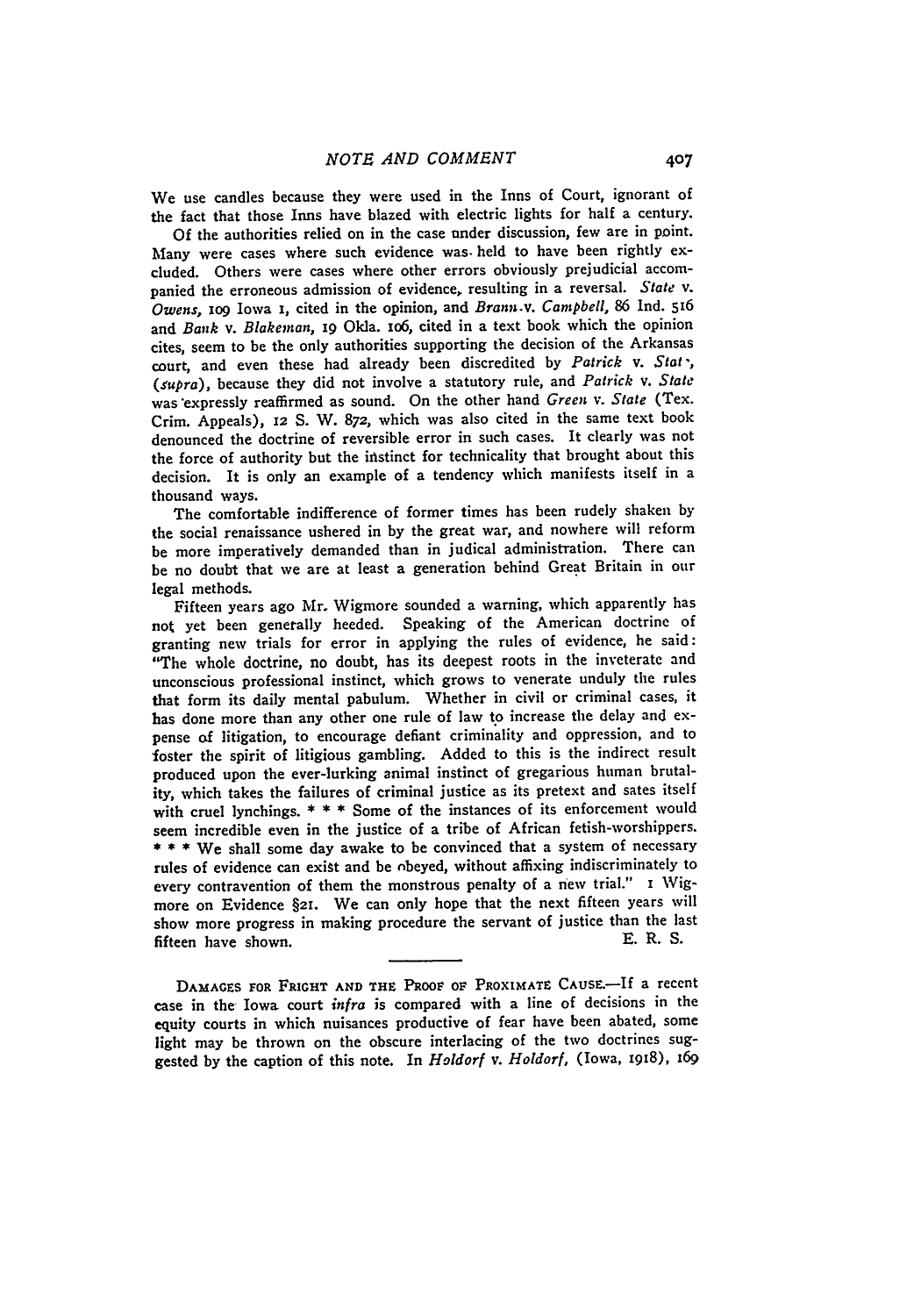We use candles because they were used in the Inns of Court, ignorant of the fact that those Inns have blazed with electric lights for half a century.

Of the authorities relied on in the case under discussion, few are in point. Many were cases where such evidence was held to have been rightly excluded. Others were cases where other errors obviously prejudicial accompanied the erroneous admission of evidence, resulting in a reversal. *State* v. *Owens*, 109 Iowa 1, cited in the opinion, and *Brann* v. *Campbell*, 86 Ind. 516 and *Bank* v. *Blakeman*, 19 Okla. 106, cited in a text book which the opinion cites, seem to be the only authorities supporting the decision of the Arkansas court, and even these had already been discredited by *Patrick* v. *State*, (*supra*), because they did not involve a statutory rule, and *Patrick* v. *State* was expressly reaffirmed as sound. On the other hand *Green* v. *State* (Tex. Crim. Appeals), 12 S. W. 872, which was also cited in the same text book denounced the doctrine of reversible error in such cases. It clearly was not the force of authority but the instinct for technicality that brought about this decision. It is only an example of a tendency which manifests itself in a thousand ways.

The comfortable indifference of former times has been rudely shaken by the social renaissance ushered in by the great war, and nowhere will reform be more imperatively demanded than in judical administration. There can be no doubt that we are at least a generation behind Great Britain in our legal methods.

Fifteen years ago Mr. Wigmore sounded a warning, which apparently has not yet been generally heeded. Speaking of the American doctrine of granting new trials for error in applying the rules of evidence, he said: "The whole doctrine, no doubt, has its deepest roots in the inveterate and unconscious professional instinct, which grows to venerate unduly the rules that form its daily mental pabulum. Whether in civil or criminal cases, it has done more than any other one rule of law to increase the delay and expense of litigation, to encourage defiant criminality and oppression, and to foster the spirit of litigious gambling. Added to this is the indirect result produced upon the ever-lurking animal instinct of gregarious human brutality, which takes the failures of criminal justice as its pretext and sates itself with cruel lynchings. * * * Some of the instances of its enforcement would seem incredible even in the justice of a tribe of African fetish-worshippers. * * * We shall some day awake to be convinced that a system of necessary rules of evidence can exist and be obeyed, without affixing indiscriminately to every contravention of them the monstrous penalty of a new trial." 1 Wigmore on Evidence §21. We can only hope that the next fifteen years will show more progress in making procedure the servant of justice than the last fifteen have shown.

E. R. S.

---

DAMAGES FOR FRIGHT AND THE PROOF OF PROXIMATE CAUSE.—If a recent case in the Iowa court *infra* is compared with a line of decisions in the equity courts in which nuisances productive of fear have been abated, some light may be thrown on the obscure interlacing of the two doctrines suggested by the caption of this note. In *Holdorf* v. *Holdorf*, (Iowa, 1918), 169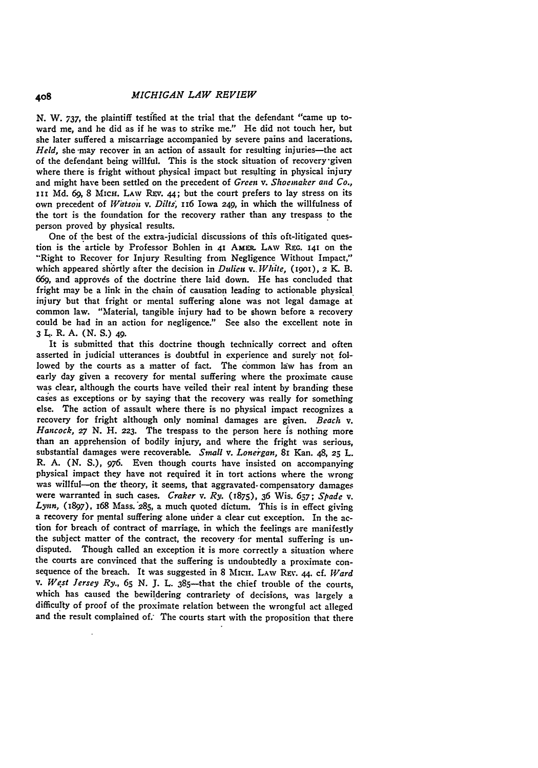N. W. 737, the plaintiff testified at the trial that the defendant "came up toward me, and he did as if he was to strike me." He did not touch her, but she later suffered a miscarriage accompanied by severe pains and lacerations. *Held*, she may recover in an action of assault for resulting injuries—the act of the defendant being willful. This is the stock situation of recovery given where there is fright without physical impact but resulting in physical injury and might have been settled on the precedent of *Green* v. *Shoemaker and Co.*, 111 Md. 69, 8 MICH. LAW REV. 44; but the court prefers to lay stress on its own precedent of *Watson* v. *Dilts*, 116 Iowa 249, in which the willfulness of the tort is the foundation for the recovery rather than any trespass to the person proved by physical results.

One of the best of the extra-judicial discussions of this oft-litigated question is the article by Professor Bohlen in 41 AMER. LAW REG. 141 on the "Right to Recover for Injury Resulting from Negligence Without Impact," which appeared shortly after the decision in *Dulieu* v. *White*, (1901), 2 K. B. 669, and approves of the doctrine there laid down. He has concluded that fright may be a link in the chain of causation leading to actionable physical injury but that fright or mental suffering alone was not legal damage at common law. "Material, tangible injury had to be shown before a recovery could be had in an action for negligence." See also the excellent note in 3 L. R. A. (N. S.) 49.

It is submitted that this doctrine though technically correct and often asserted in judicial utterances is doubtful in experience and surely not followed by the courts as a matter of fact. The common law has from an early day given a recovery for mental suffering where the proximate cause was clear, although the courts have veiled their real intent by branding these cases as exceptions or by saying that the recovery was really for something else. The action of assault where there is no physical impact recognizes a recovery for fright although only nominal damages are given. *Beach* v. *Hancock*, 27 N. H. 223. The trespass to the person here is nothing more than an apprehension of bodily injury, and where the fright was serious, substantial damages were recoverable. *Small* v. *Lonergan*, 81 Kan. 48, 25 L. R. A. (N. S.), 976. Even though courts have insisted on accompanying physical impact they have not required it in tort actions where the wrong was willful—on the theory, it seems, that aggravated-compensatory damages were warranted in such cases. *Craker* v. *Ry.* (1875), 36 Wis. 657; *Spade* v. *Lynn*, (1897), 168 Mass. 285, a much quoted dictum. This is in effect giving a recovery for mental suffering alone under a clear cut exception. In the action for breach of contract of marriage, in which the feelings are manifestly the subject matter of the contract, the recovery for mental suffering is undisputed. Though called an exception it is more correctly a situation where the courts are convinced that the suffering is undoubtedly a proximate consequence of the breach. It was suggested in 8 MICH. LAW REV. 44. cf. *Ward* v. *West Jersey Ry.*, 65 N. J. L. 385—that the chief trouble of the courts, which has caused the bewildering contrariety of decisions, was largely a difficulty of proof of the proximate relation between the wrongful act alleged and the result complained of. The courts start with the proposition that there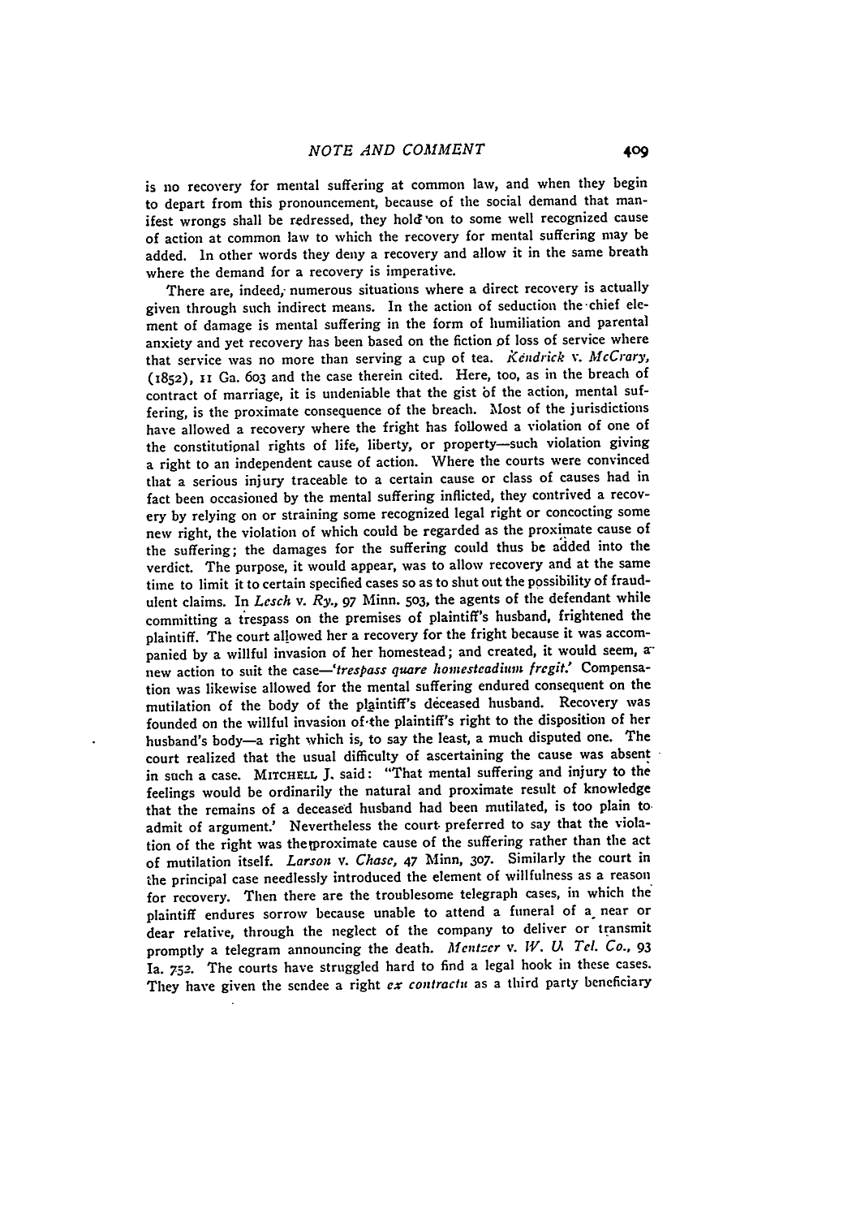is no recovery for mental suffering at common law, and when they begin to depart from this pronouncement, because of the social demand that manifest wrongs shall be redressed, they hold on to some well recognized cause of action at common law to which the recovery for mental suffering may be added. In other words they deny a recovery and allow it in the same breath where the demand for a recovery is imperative.

There are, indeed, numerous situations where a direct recovery is actually given through such indirect means. In the action of seduction the chief element of damage is mental suffering in the form of humiliation and parental anxiety and yet recovery has been based on the fiction of loss of service where that service was no more than serving a cup of tea. *Kendrick* v. *McCrary*, (1852), 11 Ga. 603 and the case therein cited. Here, too, as in the breach of contract of marriage, it is undeniable that the gist of the action, mental suffering, is the proximate consequence of the breach. Most of the jurisdictions have allowed a recovery where the fright has followed a violation of one of the constitutional rights of life, liberty, or property—such violation giving a right to an independent cause of action. Where the courts were convinced that a serious injury traceable to a certain cause or class of causes had in fact been occasioned by the mental suffering inflicted, they contrived a recovery by relying on or straining some recognized legal right or concocting some new right, the violation of which could be regarded as the proximate cause of the suffering; the damages for the suffering could thus be added into the verdict. The purpose, it would appear, was to allow recovery and at the same time to limit it to certain specified cases so as to shut out the possibility of fraudulent claims. In *Lesch* v. *Ry.*, 97 Minn. 503, the agents of the defendant while committing a trespass on the premises of plaintiff's husband, frightened the plaintiff. The court allowed her a recovery for the fright because it was accompanied by a willful invasion of her homestead; and created, it would seem, a new action to suit the case—*'trespass quare homesteadium fregit.'* Compensation was likewise allowed for the mental suffering endured consequent on the mutilation of the body of the plaintiff's deceased husband. Recovery was founded on the willful invasion of the plaintiff's right to the disposition of her husband's body—a right which is, to say the least, a much disputed one. The court realized that the usual difficulty of ascertaining the cause was absent in such a case. MITCHELL J. said: "That mental suffering and injury to the feelings would be ordinarily the natural and proximate result of knowledge that the remains of a deceased husband had been mutilated, is too plain to admit of argument.' Nevertheless the court preferred to say that the violation of the right was the proximate cause of the suffering rather than the act of mutilation itself. *Larson* v. *Chase*, 47 Minn, 307. Similarly the court in the principal case needlessly introduced the element of willfulness as a reason for recovery. Then there are the troublesome telegraph cases, in which the plaintiff endures sorrow because unable to attend a funeral of a near or dear relative, through the neglect of the company to deliver or transmit promptly a telegram announcing the death. *Mentzer* v. *W. U. Tel. Co.*, 93 Ia. 752. The courts have struggled hard to find a legal hook in these cases. They have given the sendee a right *ex contractu* as a third party beneficiary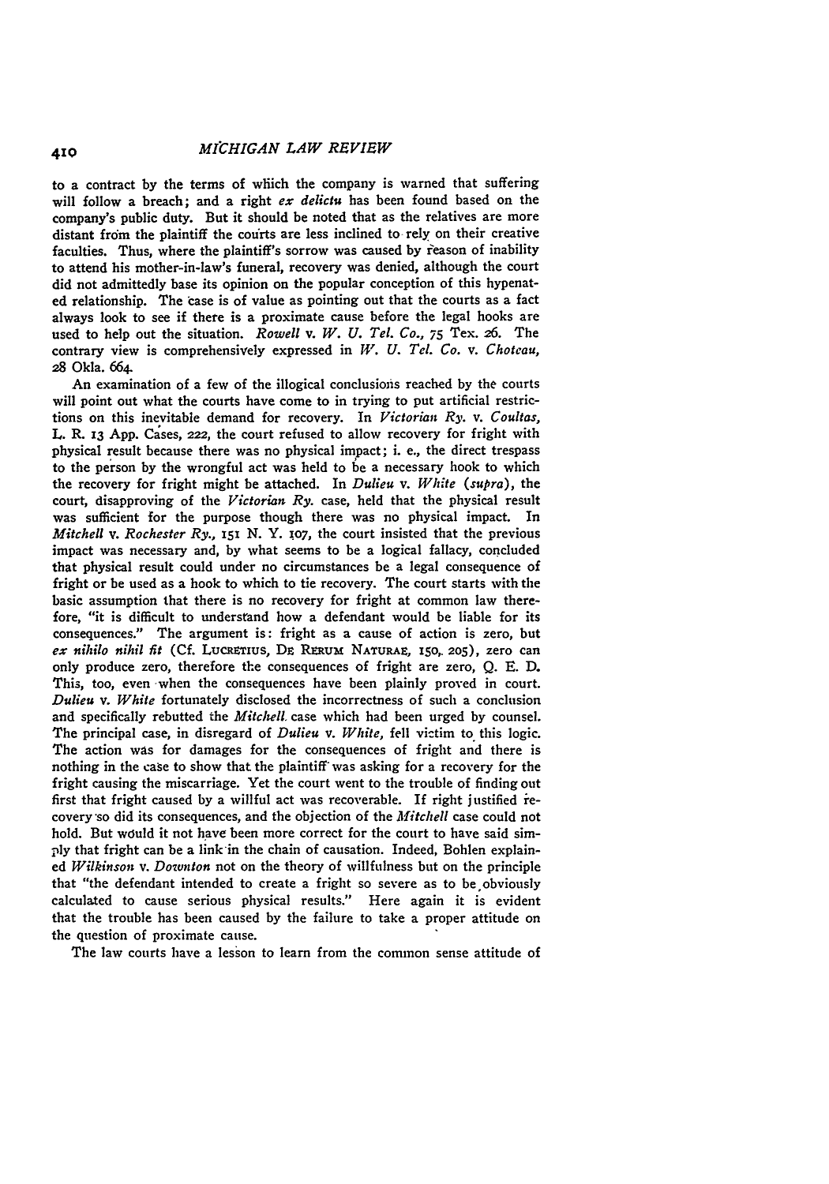to a contract by the terms of which the company is warned that suffering will follow a breach; and a right *ex delictu* has been found based on the company's public duty. But it should be noted that as the relatives are more distant from the plaintiff the courts are less inclined to rely on their creative faculties. Thus, where the plaintiff's sorrow was caused by reason of inability to attend his mother-in-law's funeral, recovery was denied, although the court did not admittedly base its opinion on the popular conception of this hypenated relationship. The case is of value as pointing out that the courts as a fact always look to see if there is a proximate cause before the legal hooks are used to help out the situation. *Rowell* v. *W. U. Tel. Co.*, 75 Tex. 26. The contrary view is comprehensively expressed in *W. U. Tel. Co.* v. *Choteau*, 28 Okla. 664.

An examination of a few of the illogical conclusions reached by the courts will point out what the courts have come to in trying to put artificial restrictions on this inevitable demand for recovery. In *Victorian Ry.* v. *Coultas*, L. R. 13 App. Cases, 222, the court refused to allow recovery for fright with physical result because there was no physical impact; i. e., the direct trespass to the person by the wrongful act was held to be a necessary hook to which the recovery for fright might be attached. In *Dulieu* v. *White* (*supra*), the court, disapproving of the *Victorian Ry.* case, held that the physical result was sufficient for the purpose though there was no physical impact. In *Mitchell* v. *Rochester Ry.*, 151 N. Y. 107, the court insisted that the previous impact was necessary and, by what seems to be a logical fallacy, concluded that physical result could under no circumstances be a legal consequence of fright or be used as a hook to which to tie recovery. The court starts with the basic assumption that there is no recovery for fright at common law therefore, "it is difficult to understand how a defendant would be liable for its consequences." The argument is: fright as a cause of action is zero, but *ex nihilo nihil fit* (Cf. LUCRETIUS, DE RERUM NATURAE, 150, 205), zero can only produce zero, therefore the consequences of fright are zero, Q. E. D. This, too, even when the consequences have been plainly proved in court. *Dulieu* v. *White* fortunately disclosed the incorrectness of such a conclusion and specifically rebutted the *Mitchell* case which had been urged by counsel. The principal case, in disregard of *Dulieu* v. *White*, fell victim to this logic. The action was for damages for the consequences of fright and there is nothing in the case to show that the plaintiff was asking for a recovery for the fright causing the miscarriage. Yet the court went to the trouble of finding out first that fright caused by a willful act was recoverable. If right justified recovery so did its consequences, and the objection of the *Mitchell* case could not hold. But would it not have been more correct for the court to have said simply that fright can be a link in the chain of causation. Indeed, Bohlen explained *Wilkinson* v. *Downton* not on the theory of willfulness but on the principle that "the defendant intended to create a fright so severe as to be obviously calculated to cause serious physical results." Here again it is evident that the trouble has been caused by the failure to take a proper attitude on the question of proximate cause.

The law courts have a lesson to learn from the common sense attitude of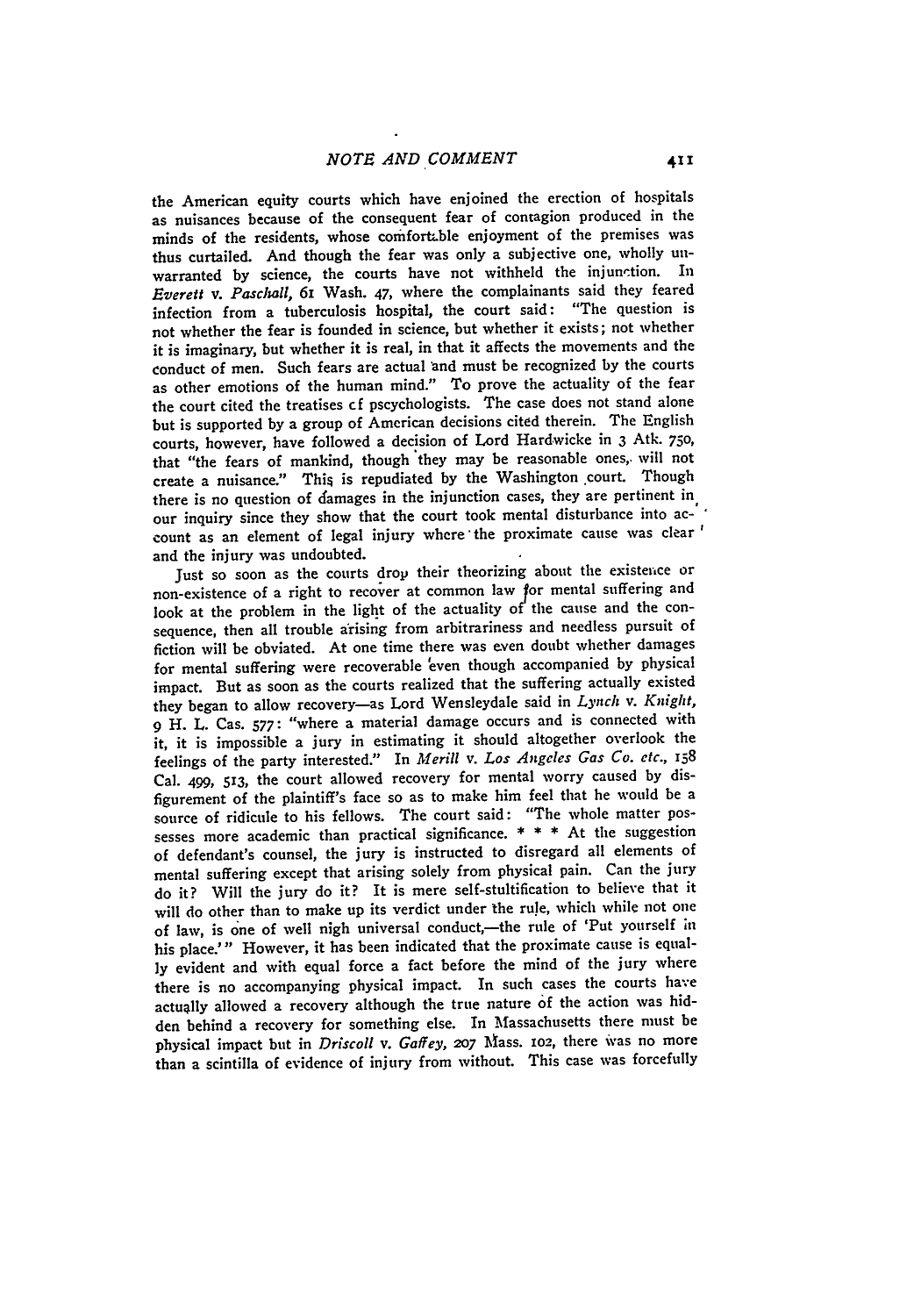the American equity courts which have enjoined the erection of hospitals as nuisances because of the consequent fear of contagion produced in the minds of the residents, whose comfortable enjoyment of the premises was thus curtailed. And though the fear was only a subjective one, wholly unwarranted by science, the courts have not withheld the injunction. In *Everett* v. *Paschall*, 61 Wash. 47, where the complainants said they feared infection from a tuberculosis hospital, the court said: "The question is not whether the fear is founded in science, but whether it exists; not whether it is imaginary, but whether it is real, in that it affects the movements and the conduct of men. Such fears are actual and must be recognized by the courts as other emotions of the human mind." To prove the actuality of the fear the court cited the treatises of pscychologists. The case does not stand alone but is supported by a group of American decisions cited therein. The English courts, however, have followed a decision of Lord Hardwicke in 3 Atk. 750, that "the fears of mankind, though they may be reasonable ones, will not create a nuisance." This is repudiated by the Washington court. Though there is no question of damages in the injunction cases, they are pertinent in our inquiry since they show that the court took mental disturbance into account as an element of legal injury where the proximate cause was clear and the injury was undoubted.

Just so soon as the courts drop their theorizing about the existence or non-existence of a right to recover at common law for mental suffering and look at the problem in the light of the actuality of the cause and the consequence, then all trouble arising from arbitrariness and needless pursuit of fiction will be obviated. At one time there was even doubt whether damages for mental suffering were recoverable even though accompanied by physical impact. But as soon as the courts realized that the suffering actually existed they began to allow recovery—as Lord Wensleydale said in *Lynch* v. *Knight*, 9 H. L. Cas. 577: "where a material damage occurs and is connected with it, it is impossible a jury in estimating it should altogether overlook the feelings of the party interested." In *Merill* v. *Los Angeles Gas Co. etc.*, 158 Cal. 499, 513, the court allowed recovery for mental worry caused by disfigurement of the plaintiff's face so as to make him feel that he would be a source of ridicule to his fellows. The court said: "The whole matter possesses more academic than practical significance. * * * At the suggestion of defendant's counsel, the jury is instructed to disregard all elements of mental suffering except that arising solely from physical pain. Can the jury do it? Will the jury do it? It is mere self-stultification to believe that it will do other than to make up its verdict under the rule, which while not one of law, is one of well nigh universal conduct,—the rule of 'Put yourself in his place.'" However, it has been indicated that the proximate cause is equally evident and with equal force a fact before the mind of the jury where there is no accompanying physical impact. In such cases the courts have actually allowed a recovery although the true nature of the action was hidden behind a recovery for something else. In Massachusetts there must be physical impact but in *Driscoll* v. *Gaffey*, 207 Mass. 102, there was no more than a scintilla of evidence of injury from without. This case was forcefully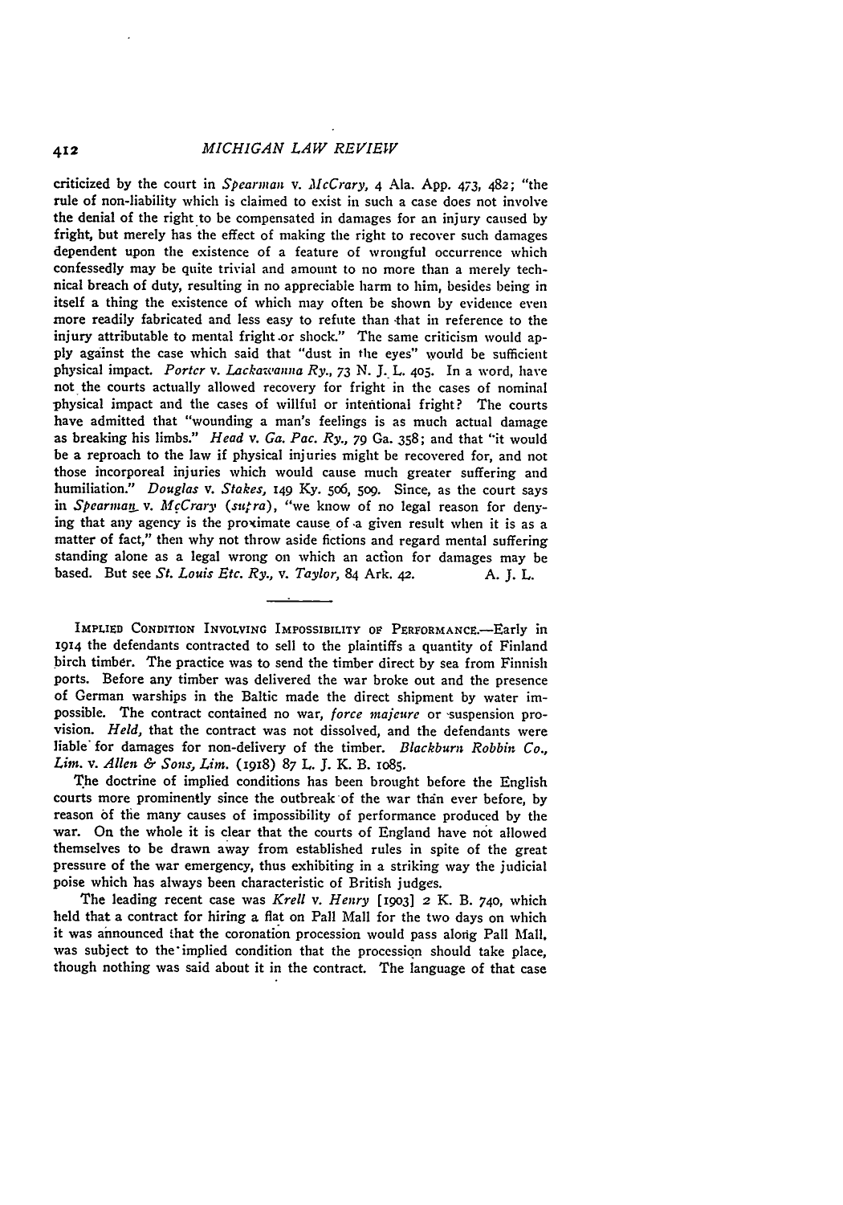criticized by the court in *Spearman* v. *McCrary*, 4 Ala. App. 473, 482; "the rule of non-liability which is claimed to exist in such a case does not involve the denial of the right to be compensated in damages for an injury caused by fright, but merely has the effect of making the right to recover such damages dependent upon the existence of a feature of wrongful occurrence which confessedly may be quite trivial and amount to no more than a merely technical breach of duty, resulting in no appreciable harm to him, besides being in itself a thing the existence of which may often be shown by evidence even more readily fabricated and less easy to refute than that in reference to the injury attributable to mental fright or shock." The same criticism would apply against the case which said that "dust in the eyes" would be sufficient physical impact. *Porter* v. *Lackawanna Ry.*, 73 N. J. L. 405. In a word, have not the courts actually allowed recovery for fright in the cases of nominal physical impact and the cases of willful or intentional fright? The courts have admitted that "wounding a man's feelings is as much actual damage as breaking his limbs." *Head* v. *Ga. Pac. Ry.*, 79 Ga. 358; and that "it would be a reproach to the law if physical injuries might be recovered for, and not those incorporeal injuries which would cause much greater suffering and humiliation." *Douglas* v. *Stokes*, 149 Ky. 506, 509. Since, as the court says in *Spearman* v. *McCrary* (*supra*), "we know of no legal reason for denying that any agency is the proximate cause of a given result when it is as a matter of fact," then why not throw aside fictions and regard mental suffering standing alone as a legal wrong on which an action for damages may be based. But see *St. Louis Etc. Ry.*, v. *Taylor*, 84 Ark. 42. A. J. L.

IMPLIED CONDITION INVOLVING IMPOSSIBILITY OF PERFORMANCE.—Early in 1914 the defendants contracted to sell to the plaintiffs a quantity of Finland birch timber. The practice was to send the timber direct by sea from Finnish ports. Before any timber was delivered the war broke out and the presence of German warships in the Baltic made the direct shipment by water impossible. The contract contained no war, *force majeure* or suspension provision. *Held*, that the contract was not dissolved, and the defendants were liable for damages for non-delivery of the timber. *Blackburn Robbin Co., Lim.* v. *Allen & Sons, Lim.* (1918) 87 L. J. K. B. 1085.

The doctrine of implied conditions has been brought before the English courts more prominently since the outbreak of the war than ever before, by reason of the many causes of impossibility of performance produced by the war. On the whole it is clear that the courts of England have not allowed themselves to be drawn away from established rules in spite of the great pressure of the war emergency, thus exhibiting in a striking way the judicial poise which has always been characteristic of British judges.

The leading recent case was *Krell* v. *Henry* [1903] 2 K. B. 740, which held that a contract for hiring a flat on Pall Mall for the two days on which it was announced that the coronation procession would pass along Pall Mall, was subject to the implied condition that the procession should take place, though nothing was said about it in the contract. The language of that case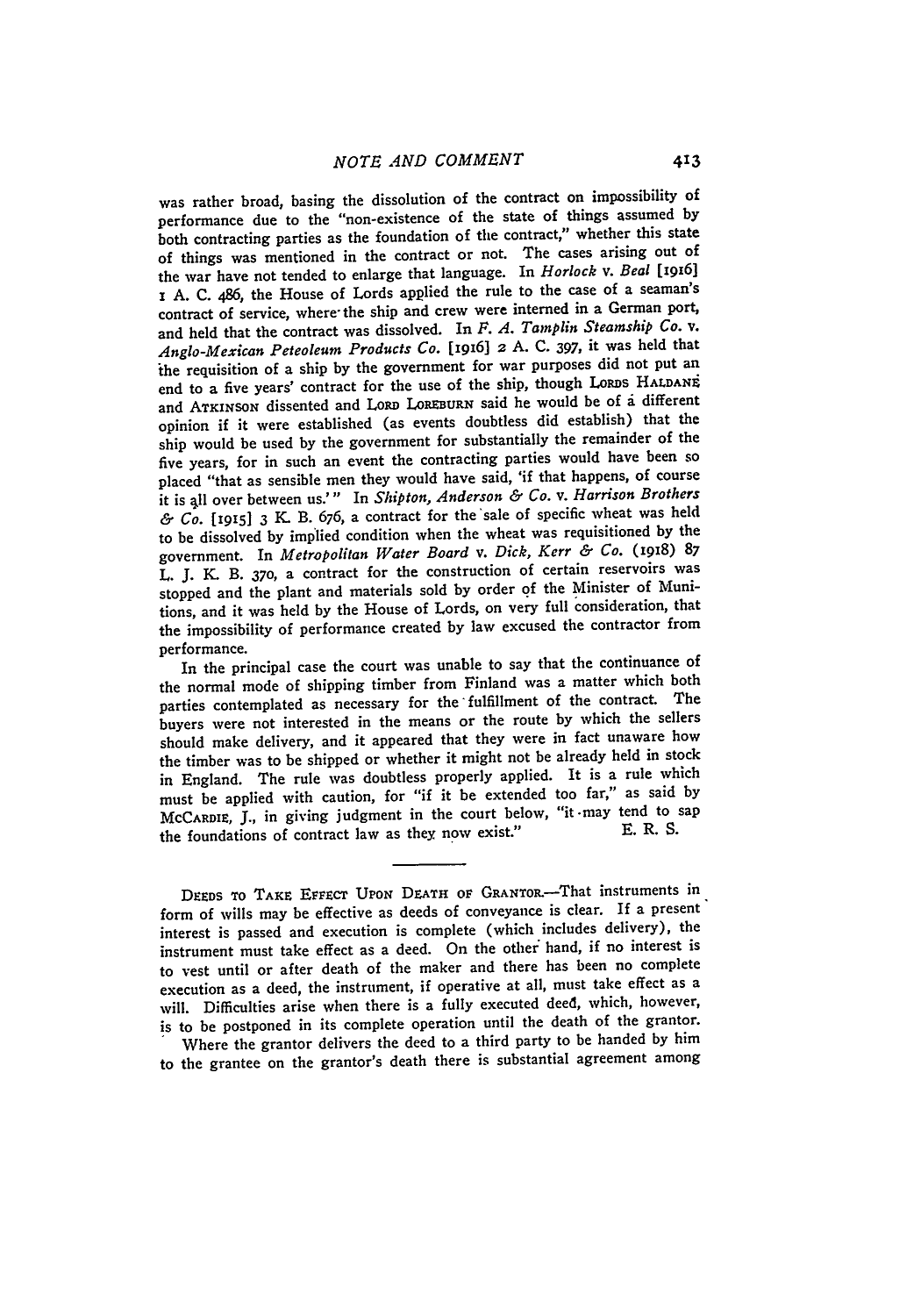was rather broad, basing the dissolution of the contract on impossibility of performance due to the "non-existence of the state of things assumed by both contracting parties as the foundation of the contract," whether this state of things was mentioned in the contract or not. The cases arising out of the war have not tended to enlarge that language. In *Horlock* v. *Beal* [1916] 1 A. C. 486, the House of Lords applied the rule to the case of a seaman's contract of service, where the ship and crew were interned in a German port, and held that the contract was dissolved. In *F. A. Tamplin Steamship Co.* v. *Anglo-Mexican Peteoleum Products Co.* [1916] 2 A. C. 397, it was held that the requisition of a ship by the government for war purposes did not put an end to a five years' contract for the use of the ship, though LORDS HALDANE and ATKINSON dissented and LORD LOREBURN said he would be of a different opinion if it were established (as events doubtless did establish) that the ship would be used by the government for substantially the remainder of the five years, for in such an event the contracting parties would have been so placed "that as sensible men they would have said, 'if that happens, of course it is all over between us.'" In *Shipton, Anderson & Co.* v. *Harrison Brothers & Co.* [1915] 3 K. B. 676, a contract for the sale of specific wheat was held to be dissolved by implied condition when the wheat was requisitioned by the government. In *Metropolitan Water Board* v. *Dick, Kerr & Co.* (1918) 87 L. J. K. B. 370, a contract for the construction of certain reservoirs was stopped and the plant and materials sold by order of the Minister of Munitions, and it was held by the House of Lords, on very full consideration, that the impossibility of performance created by law excused the contractor from performance.

In the principal case the court was unable to say that the continuance of the normal mode of shipping timber from Finland was a matter which both parties contemplated as necessary for the fulfillment of the contract. The buyers were not interested in the means or the route by which the sellers should make delivery, and it appeared that they were in fact unaware how the timber was to be shipped or whether it might not be already held in stock in England. The rule was doubtless properly applied. It is a rule which must be applied with caution, for "if it be extended too far," as said by MCCARDIE, J., in giving judgment in the court below, "it may tend to sap the foundations of contract law as they now exist." E. R. S.

---

DEEDS TO TAKE EFFECT UPON DEATH OF GRANTOR.—That instruments in form of wills may be effective as deeds of conveyance is clear. If a present interest is passed and execution is complete (which includes delivery), the instrument must take effect as a deed. On the other hand, if no interest is to vest until or after death of the maker and there has been no complete execution as a deed, the instrument, if operative at all, must take effect as a will. Difficulties arise when there is a fully executed deed, which, however, is to be postponed in its complete operation until the death of the grantor.

Where the grantor delivers the deed to a third party to be handed by him to the grantee on the grantor's death there is substantial agreement among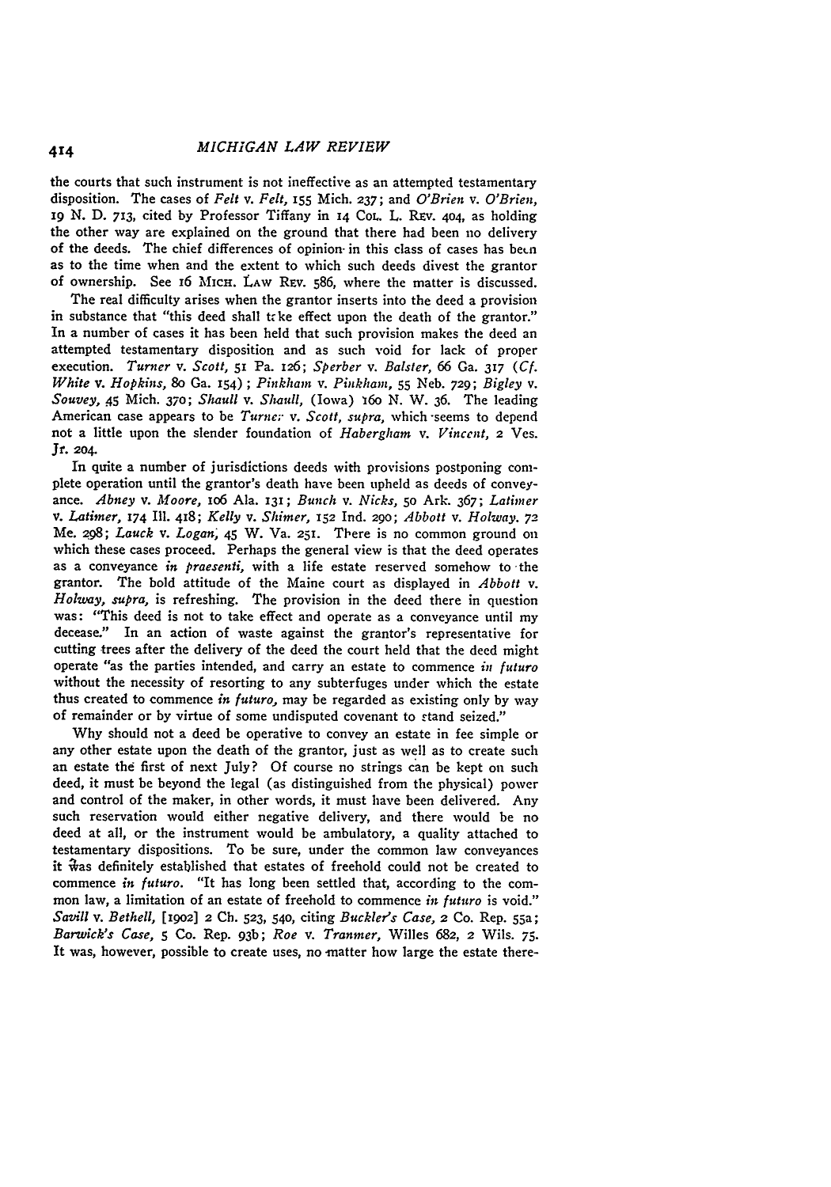the courts that such instrument is not ineffective as an attempted testamentary disposition. The cases of *Felt* v. *Felt*, 155 Mich. 237; and *O'Brien* v. *O'Brien*, 19 N. D. 713, cited by Professor Tiffany in 14 Col. L. Rev. 404, as holding the other way are explained on the ground that there had been no delivery of the deeds. The chief differences of opinion in this class of cases has been as to the time when and the extent to which such deeds divest the grantor of ownership. See 16 Mich. Law Rev. 586, where the matter is discussed.

The real difficulty arises when the grantor inserts into the deed a provision in substance that "this deed shall take effect upon the death of the grantor." In a number of cases it has been held that such provision makes the deed an attempted testamentary disposition and as such void for lack of proper execution. *Turner* v. *Scott*, 51 Pa. 126; *Sperber* v. *Balster*, 66 Ga. 317 (*Cf. White* v. *Hopkins*, 80 Ga. 154); *Pinkham* v. *Pinkham*, 55 Neb. 729; *Bigley* v. *Souvey*, 45 Mich. 370; *Shaull* v. *Shaull*, (Iowa) 160 N. W. 36. The leading American case appears to be *Turner* v. *Scott*, *supra*, which seems to depend not a little upon the slender foundation of *Habergham* v. *Vincent*, 2 Ves. Jr. 204.

In quite a number of jurisdictions deeds with provisions postponing complete operation until the grantor's death have been upheld as deeds of conveyance. *Abney* v. *Moore*, 106 Ala. 131; *Bunch* v. *Nicks*, 50 Ark. 367; *Latimer* v. *Latimer*, 174 Ill. 418; *Kelly* v. *Shimer*, 152 Ind. 290; *Abbott* v. *Holway*. 72 Me. 298; *Lauck* v. *Logan*, 45 W. Va. 251. There is no common ground on which these cases proceed. Perhaps the general view is that the deed operates as a conveyance *in praesenti*, with a life estate reserved somehow to the grantor. The bold attitude of the Maine court as displayed in *Abbott* v. *Holway*, *supra*, is refreshing. The provision in the deed there in question was: "This deed is not to take effect and operate as a conveyance until my decease." In an action of waste against the grantor's representative for cutting trees after the delivery of the deed the court held that the deed might operate "as the parties intended, and carry an estate to commence *in futuro* without the necessity of resorting to any subterfuges under which the estate thus created to commence *in futuro*, may be regarded as existing only by way of remainder or by virtue of some undisputed covenant to stand seized."

Why should not a deed be operative to convey an estate in fee simple or any other estate upon the death of the grantor, just as well as to create such an estate the first of next July? Of course no strings can be kept on such deed, it must be beyond the legal (as distinguished from the physical) power and control of the maker, in other words, it must have been delivered. Any such reservation would either negative delivery, and there would be no deed at all, or the instrument would be ambulatory, a quality attached to testamentary dispositions. To be sure, under the common law conveyances it was definitely established that estates of freehold could not be created to commence *in futuro*. "It has long been settled that, according to the common law, a limitation of an estate of freehold to commence *in futuro* is void." *Savill* v. *Bethell*, [1902] 2 Ch. 523, 540, citing *Buckler's Case*, 2 Co. Rep. 55a; *Barwick's Case*, 5 Co. Rep. 93b; *Roe* v. *Tranmer*, Willes 682, 2 Wils. 75. It was, however, possible to create uses, no matter how large the estate there-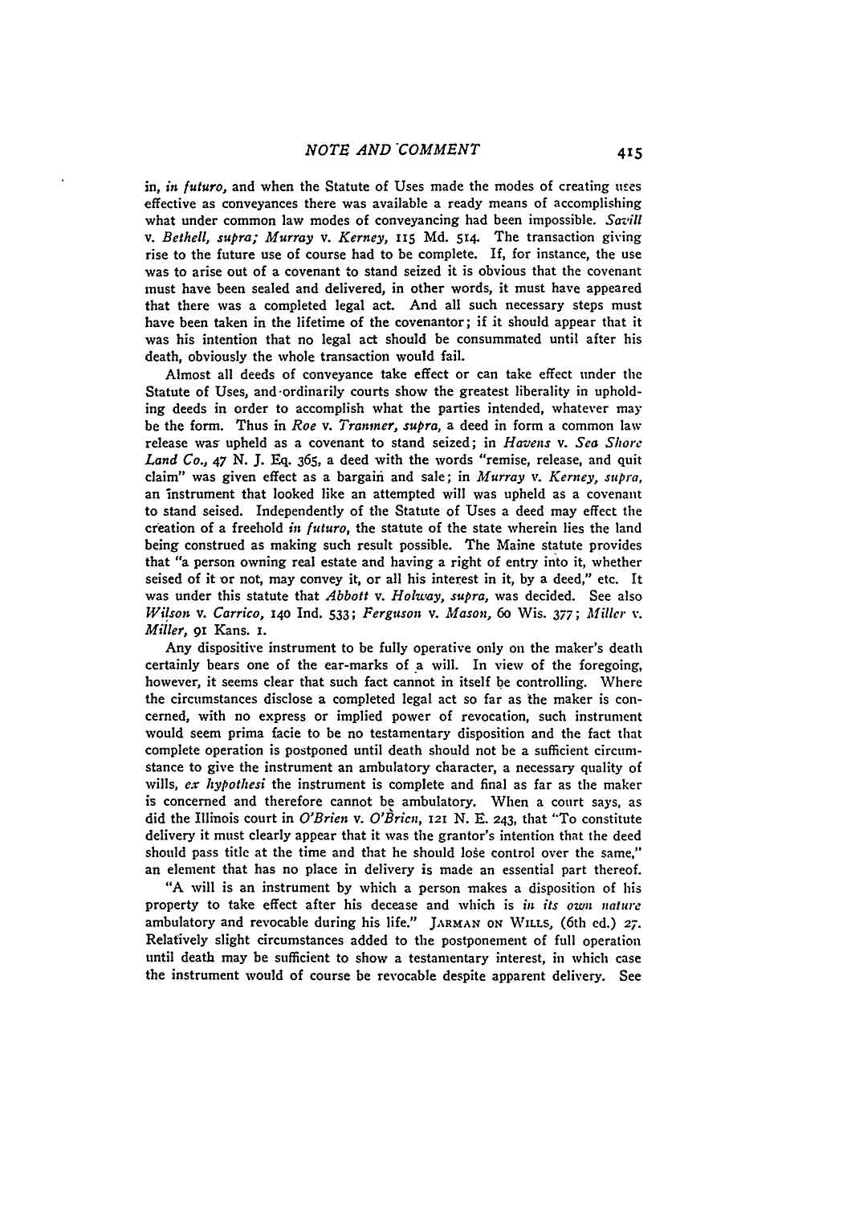in, *in futuro,* and when the Statute of Uses made the modes of creating uses effective as conveyances there was available a ready means of accomplishing what under common law modes of conveyancing had been impossible. *Savill* v. *Bethell, supra; Murray* v. *Kerney,* 115 Md. 514. The transaction giving rise to the future use of course had to be complete. If, for instance, the use was to arise out of a covenant to stand seized it is obvious that the covenant must have been sealed and delivered, in other words, it must have appeared that there was a completed legal act. And all such necessary steps must have been taken in the lifetime of the covenantor; if it should appear that it was his intention that no legal act should be consummated until after his death, obviously the whole transaction would fail.

Almost all deeds of conveyance take effect or can take effect under the Statute of Uses, and ordinarily courts show the greatest liberality in upholding deeds in order to accomplish what the parties intended, whatever may be the form. Thus in *Roe* v. *Tranmer, supra,* a deed in form a common law release was upheld as a covenant to stand seized; in *Havens* v. *Sea Shore Land Co.,* 47 N. J. Eq. 365, a deed with the words "remise, release, and quit claim" was given effect as a bargain and sale; in *Murray* v. *Kerney, supra,* an instrument that looked like an attempted will was upheld as a covenant to stand seised. Independently of the Statute of Uses a deed may effect the creation of a freehold *in futuro,* the statute of the state wherein lies the land being construed as making such result possible. The Maine statute provides that "a person owning real estate and having a right of entry into it, whether seised of it or not, may convey it, or all his interest in it, by a deed," etc. It was under this statute that *Abbott* v. *Holway, supra,* was decided. See also *Wilson* v. *Carrico,* 140 Ind. 533; *Ferguson* v. *Mason,* 60 Wis. 377; *Miller* v. *Miller,* 91 Kans. 1.

Any dispositive instrument to be fully operative only on the maker's death certainly bears one of the ear-marks of a will. In view of the foregoing, however, it seems clear that such fact cannot in itself be controlling. Where the circumstances disclose a completed legal act so far as the maker is concerned, with no express or implied power of revocation, such instrument would seem prima facie to be no testamentary disposition and the fact that complete operation is postponed until death should not be a sufficient circumstance to give the instrument an ambulatory character, a necessary quality of wills, *ex hypothesi* the instrument is complete and final as far as the maker is concerned and therefore cannot be ambulatory. When a court says, as did the Illinois court in *O'Brien* v. *O'Brien,* 121 N. E. 243, that "To constitute delivery it must clearly appear that it was the grantor's intention that the deed should pass title at the time and that he should lose control over the same," an element that has no place in delivery is made an essential part thereof.

"A will is an instrument by which a person makes a disposition of his property to take effect after his decease and which is *in its own nature* ambulatory and revocable during his life." JARMAN ON WILLS, (6th ed.) 27. Relatively slight circumstances added to the postponement of full operation until death may be sufficient to show a testamentary interest, in which case the instrument would of course be revocable despite apparent delivery. See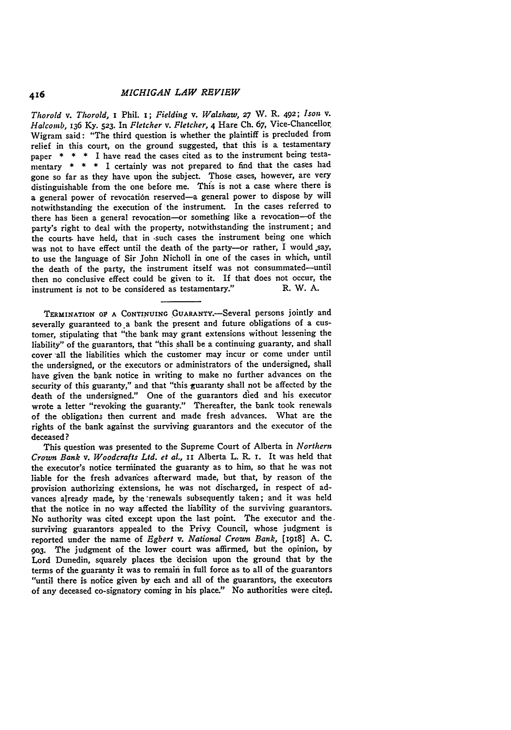*Thorold* v. *Thorold*, 1 Phil. 1; *Fielding* v. *Walshaw*, 27 W. R. 492; *Ison* v. *Halcomb*, 136 Ky. 523. In *Fletcher* v. *Fletcher*, 4 Hare Ch. 67, Vice-Chancellor Wigram said: "The third question is whether the plaintiff is precluded from relief in this court, on the ground suggested, that this is a testamentary paper * * * I have read the cases cited as to the instrument being testamentary * * * I certainly was not prepared to find that the cases had gone so far as they have upon the subject. Those cases, however, are very distinguishable from the one before me. This is not a case where there is a general power of revocatión reserved—a general power to dispose by will notwithstanding the execution of the instrument. In the cases referred to there has been a general revocation—or something like a revocation—of the party's right to deal with the property, notwithstanding the instrument; and the courts have held, that in such cases the instrument being one which was not to have effect until the death of the party—or rather, I would say, to use the language of Sir John Nicholl in one of the cases in which, until the death of the party, the instrument itself was not consummated—until then no conclusive effect could be given to it. If that does not occur, the instrument is not to be considered as testamentary." R. W. A.

---

TERMINATION OF A CONTINUING GUARANTY.—Several persons jointly and severally guaranteed to a bank the present and future obligations of a customer, stipulating that "the bank may grant extensions without lessening the liability" of the guarantors, that "this shall be a continuing guaranty, and shall cover all the liabilities which the customer may incur or come under until the undersigned, or the executors or administrators of the undersigned, shall have given the bank notice in writing to make no further advances on the security of this guaranty," and that "this guaranty shall not be affected by the death of the undersigned." One of the guarantors died and his executor wrote a letter "revoking the guaranty." Thereafter, the bank took renewals of the obligations then current and made fresh advances. What are the rights of the bank against the surviving guarantors and the executor of the deceased?

This question was presented to the Supreme Court of Alberta in *Northern Crown Bank* v. *Woodcrafts Ltd. et al.*, 11 Alberta L. R. 1. It was held that the executor's notice terminated the guaranty as to him, so that he was not liable for the fresh advances afterward made, but that, by reason of the provision authorizing extensions, he was not discharged, in respect of advances already made, by the renewals subsequently taken; and it was held that the notice in no way affected the liability of the surviving guarantors. No authority was cited except upon the last point. The executor and the surviving guarantors appealed to the Privy Council, whose judgment is reported under the name of *Egbert* v. *National Crown Bank*, [1918] A. C. 903. The judgment of the lower court was affirmed, but the opinion, by Lord Dunedin, squarely places the decision upon the ground that by the terms of the guaranty it was to remain in full force as to all of the guarantors "until there is notice given by each and all of the guarantors, the executors of any deceased co-signatory coming in his place." No authorities were cited.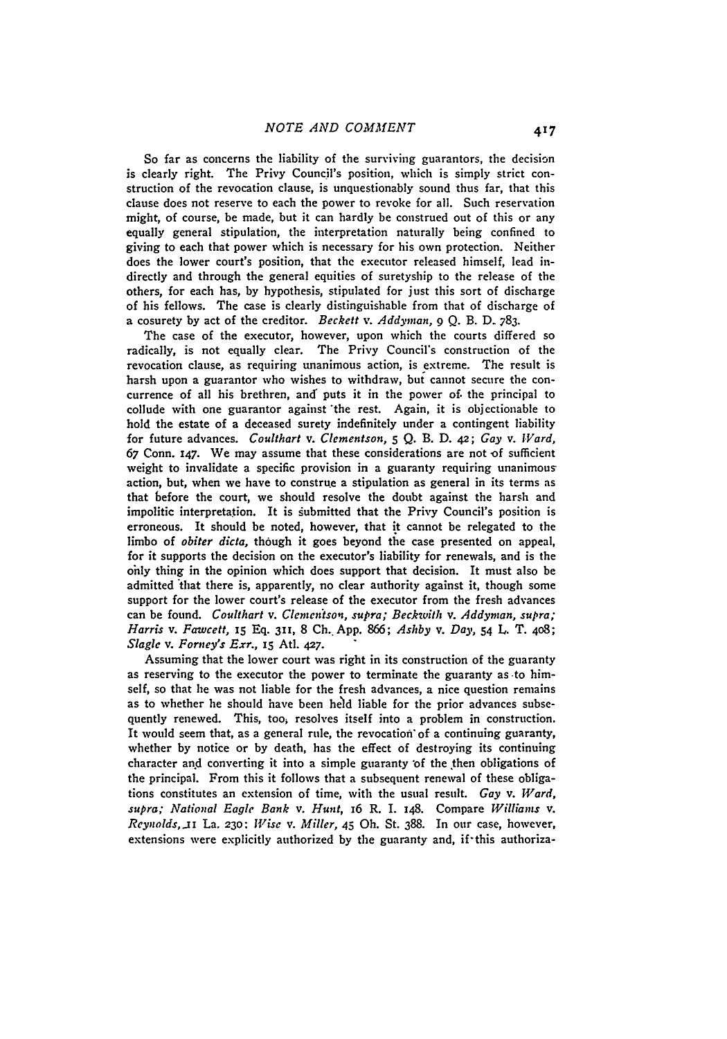So far as concerns the liability of the surviving guarantors, the decision is clearly right. The Privy Council's position, which is simply strict construction of the revocation clause, is unquestionably sound thus far, that this clause does not reserve to each the power to revoke for all. Such reservation might, of course, be made, but it can hardly be construed out of this or any equally general stipulation, the interpretation naturally being confined to giving to each that power which is necessary for his own protection. Neither does the lower court's position, that the executor released himself, lead indirectly and through the general equities of suretyship to the release of the others, for each has, by hypothesis, stipulated for just this sort of discharge of his fellows. The case is clearly distinguishable from that of discharge of a cosurety by act of the creditor. *Beckett* v. *Addyman,* 9 Q. B. D. 783.

The case of the executor, however, upon which the courts differed so radically, is not equally clear. The Privy Council's construction of the revocation clause, as requiring unanimous action, is extreme. The result is harsh upon a guarantor who wishes to withdraw, but cannot secure the concurrence of all his brethren, and puts it in the power of the principal to collude with one guarantor against the rest. Again, it is objectionable to hold the estate of a deceased surety indefinitely under a contingent liability for future advances. *Coulthart* v. *Clementson,* 5 Q. B. D. 42; *Gay* v. *Ward,* 67 Conn. 147. We may assume that these considerations are not of sufficient weight to invalidate a specific provision in a guaranty requiring unanimous action, but, when we have to construe a stipulation as general in its terms as that before the court, we should resolve the doubt against the harsh and impolitic interpretation. It is submitted that the Privy Council's position is erroneous. It should be noted, however, that it cannot be relegated to the limbo of *obiter dicta,* though it goes beyond the case presented on appeal, for it supports the decision on the executor's liability for renewals, and is the only thing in the opinion which does support that decision. It must also be admitted that there is, apparently, no clear authority against it, though some support for the lower court's release of the executor from the fresh advances can be found. *Coulthart* v. *Clementson, supra; Beckwith* v. *Addyman, supra; Harris* v. *Fawcett,* 15 Eq. 311, 8 Ch. App. 866; *Ashby* v. *Day,* 54 L. T. 408; *Slagle* v. *Forney's Exr.,* 15 Atl. 427.

Assuming that the lower court was right in its construction of the guaranty as reserving to the executor the power to terminate the guaranty as to himself, so that he was not liable for the fresh advances, a nice question remains as to whether he should have been held liable for the prior advances subsequently renewed. This, too, resolves itself into a problem in construction. It would seem that, as a general rule, the revocation of a continuing guaranty, whether by notice or by death, has the effect of destroying its continuing character and converting it into a simple guaranty of the then obligations of the principal. From this it follows that a subsequent renewal of these obligations constitutes an extension of time, with the usual result. *Gay* v. *Ward, supra; National Eagle Bank* v. *Hunt,* 16 R. I. 148. Compare *Williams* v. *Reynolds,* 11 La. 230; *Wise* v. *Miller,* 45 Oh. St. 388. In our case, however, extensions were explicitly authorized by the guaranty and, if this authoriza-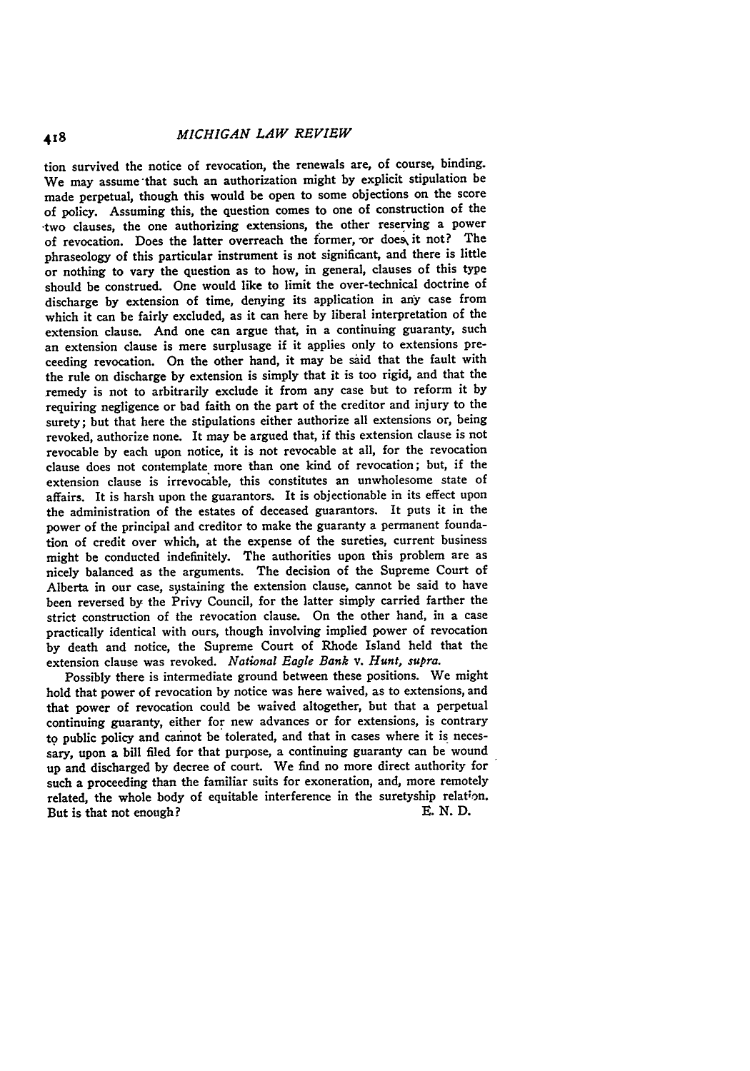tion survived the notice of revocation, the renewals are, of course, binding. We may assume that such an authorization might by explicit stipulation be made perpetual, though this would be open to some objections on the score of policy. Assuming this, the question comes to one of construction of the two clauses, the one authorizing extensions, the other reserving a power of revocation. Does the latter overreach the former, or does it not? The phraseology of this particular instrument is not significant, and there is little or nothing to vary the question as to how, in general, clauses of this type should be construed. One would like to limit the over-technical doctrine of discharge by extension of time, denying its application in any case from which it can be fairly excluded, as it can here by liberal interpretation of the extension clause. And one can argue that, in a continuing guaranty, such an extension clause is mere surplusage if it applies only to extensions preceeding revocation. On the other hand, it may be said that the fault with the rule on discharge by extension is simply that it is too rigid, and that the remedy is not to arbitrarily exclude it from any case but to reform it by requiring negligence or bad faith on the part of the creditor and injury to the surety; but that here the stipulations either authorize all extensions or, being revoked, authorize none. It may be argued that, if this extension clause is not revocable by each upon notice, it is not revocable at all, for the revocation clause does not contemplate more than one kind of revocation; but, if the extension clause is irrevocable, this constitutes an unwholesome state of affairs. It is harsh upon the guarantors. It is objectionable in its effect upon the administration of the estates of deceased guarantors. It puts it in the power of the principal and creditor to make the guaranty a permanent foundation of credit over which, at the expense of the sureties, current business might be conducted indefinitely. The authorities upon this problem are as nicely balanced as the arguments. The decision of the Supreme Court of Alberta in our case, sustaining the extension clause, cannot be said to have been reversed by the Privy Council, for the latter simply carried farther the strict construction of the revocation clause. On the other hand, in a case practically identical with ours, though involving implied power of revocation by death and notice, the Supreme Court of Rhode Island held that the extension clause was revoked. *National Eagle Bank* v. *Hunt, supra.*

Possibly there is intermediate ground between these positions. We might hold that power of revocation by notice was here waived, as to extensions, and that power of revocation could be waived altogether, but that a perpetual continuing guaranty, either for new advances or for extensions, is contrary to public policy and cannot be tolerated, and that in cases where it is necessary, upon a bill filed for that purpose, a continuing guaranty can be wound up and discharged by decree of court. We find no more direct authority for such a proceeding than the familiar suits for exoneration, and, more remotely related, the whole body of equitable interference in the suretyship relation. But is that not enough?

E. N. D.